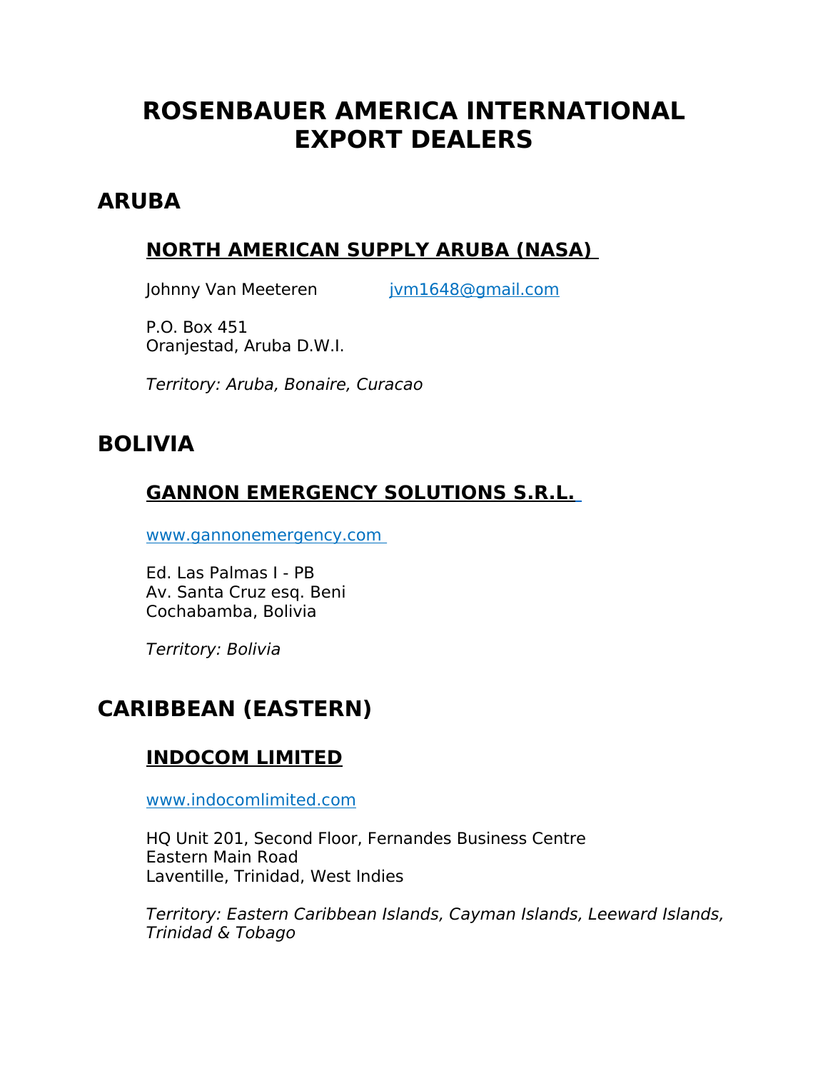# ROSENBAUER AMERICA INTERNATIONAL EXPORT DEALERS

## ARUBA

### NORTH AMERICAN SUPPLY ARUBA (NASA)

Johnny Van Meeteren    jvm1648@gmail.com

P.O. Box 451
Oranjestad, Aruba D.W.I.

*Territory: Aruba, Bonaire, Curacao*

## BOLIVIA

### GANNON EMERGENCY SOLUTIONS S.R.L.

www.gannonemergency.com

Ed. Las Palmas I - PB
Av. Santa Cruz esq. Beni
Cochabamba, Bolivia

*Territory: Bolivia*

## CARIBBEAN (EASTERN)

### INDOCOM LIMITED

www.indocomlimited.com

HQ Unit 201, Second Floor, Fernandes Business Centre
Eastern Main Road
Laventille, Trinidad, West Indies

*Territory: Eastern Caribbean Islands, Cayman Islands, Leeward Islands, Trinidad & Tobago*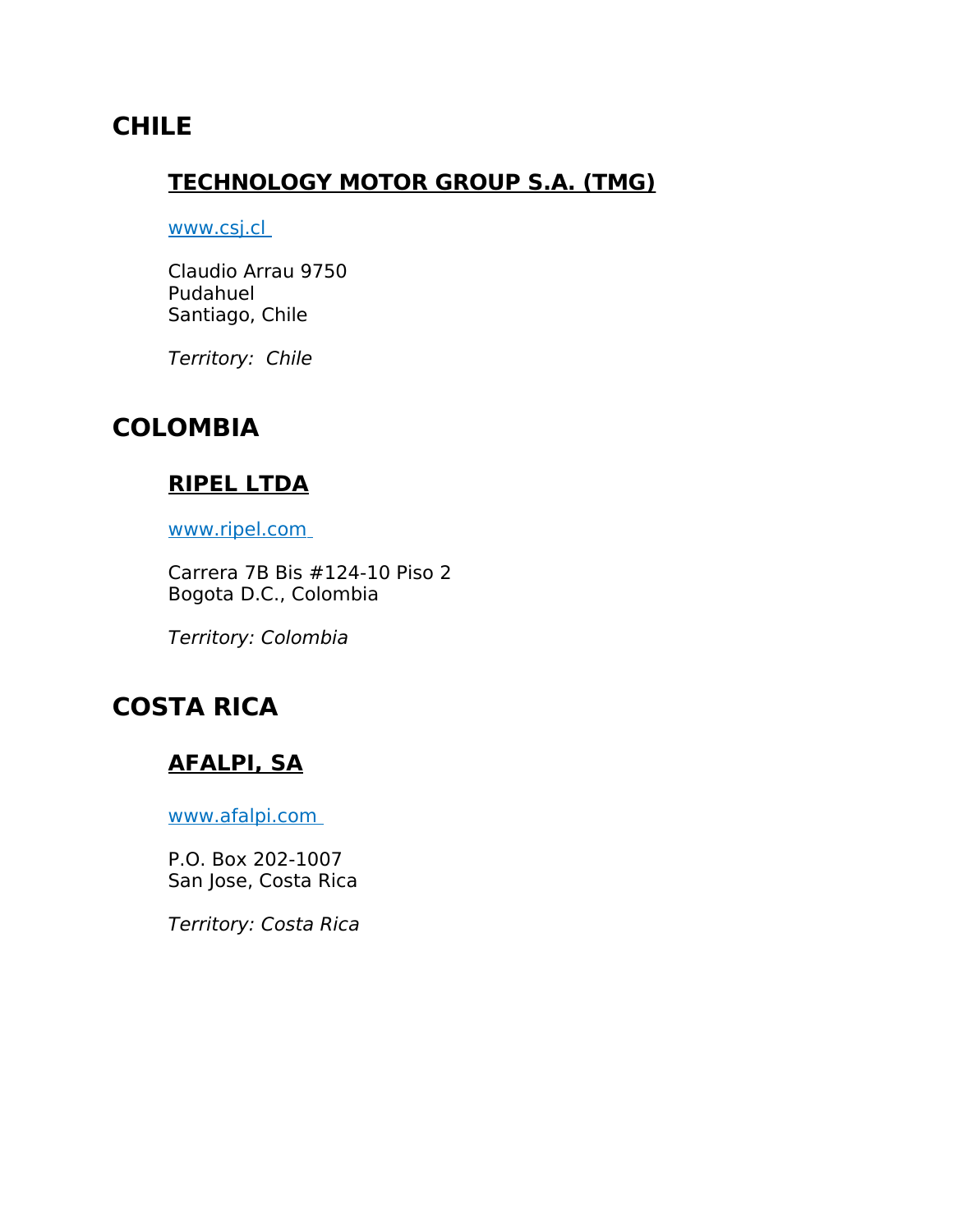# CHILE

## TECHNOLOGY MOTOR GROUP S.A. (TMG)

[www.csj.cl](http://www.csj.cl)

Claudio Arrau 9750
Pudahuel
Santiago, Chile

*Territory: Chile*

# COLOMBIA

## RIPEL LTDA

[www.ripel.com](http://www.ripel.com)

Carrera 7B Bis #124-10 Piso 2
Bogota D.C., Colombia

*Territory: Colombia*

# COSTA RICA

## AFALPI, SA

[www.afalpi.com](http://www.afalpi.com)

P.O. Box 202-1007
San Jose, Costa Rica

*Territory: Costa Rica*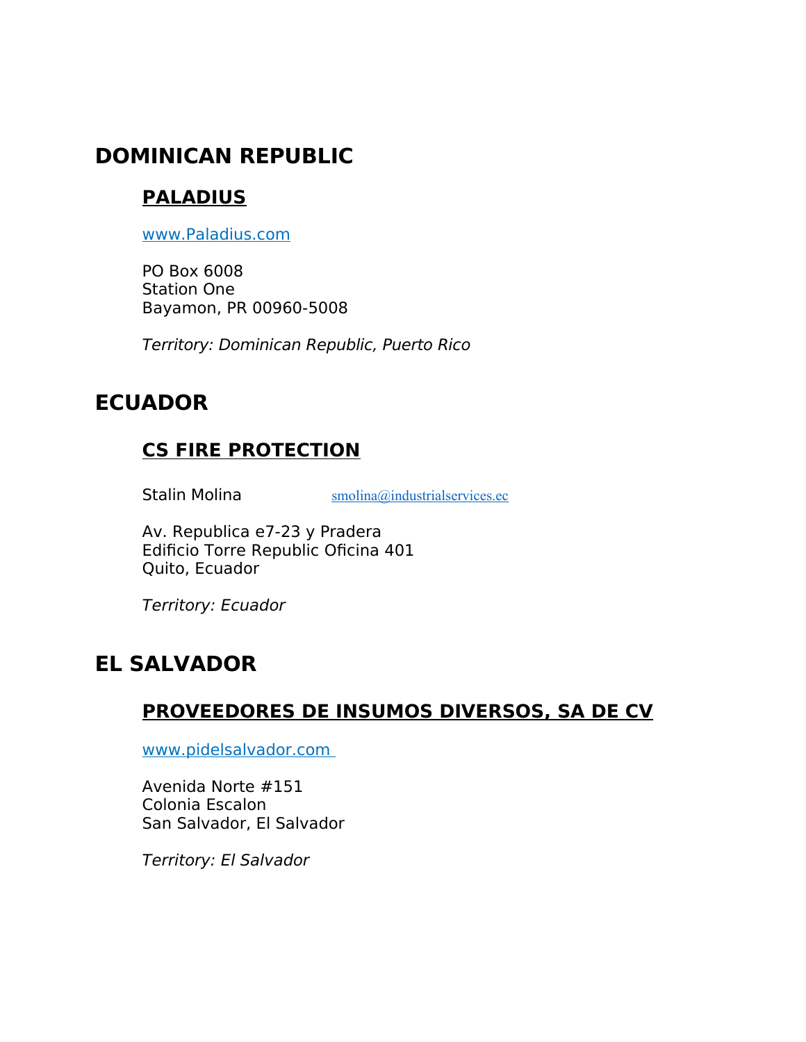# DOMINICAN REPUBLIC

## PALADIUS

www.Paladius.com

PO Box 6008  
Station One  
Bayamon, PR 00960-5008

*Territory: Dominican Republic, Puerto Rico*

# ECUADOR

## CS FIRE PROTECTION

Stalin Molina smolina@industrialservices.ec

Av. Republica e7-23 y Pradera  
Edificio Torre Republic Oficina 401  
Quito, Ecuador

*Territory: Ecuador*

# EL SALVADOR

## PROVEEDORES DE INSUMOS DIVERSOS, SA DE CV

www.pidelsalvador.com

Avenida Norte #151  
Colonia Escalon  
San Salvador, El Salvador

*Territory: El Salvador*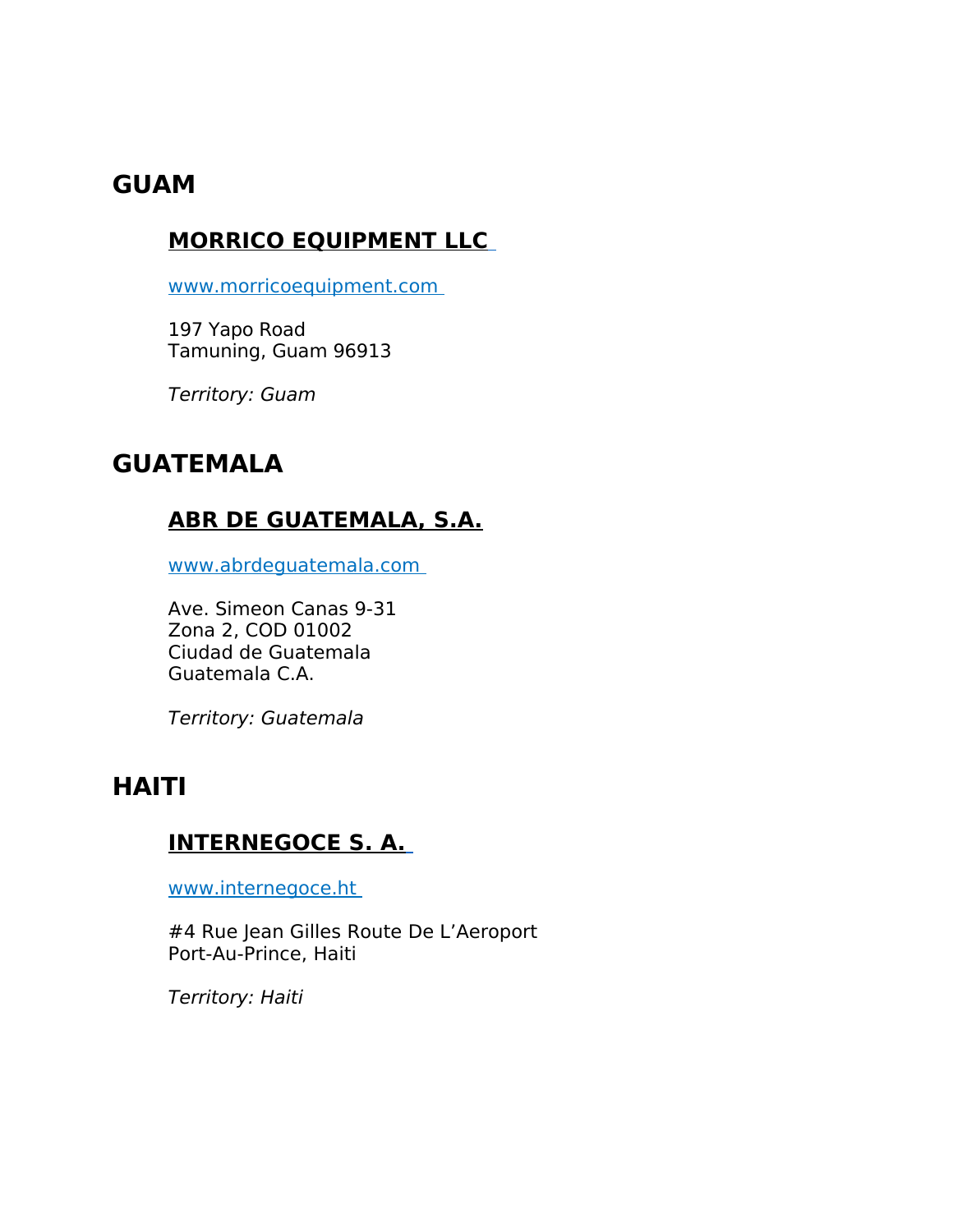# GUAM

## MORRICO EQUIPMENT LLC

www.morricoequipment.com

197 Yapo Road
Tamuning, Guam 96913

*Territory: Guam*

# GUATEMALA

## ABR DE GUATEMALA, S.A.

www.abrdeguatemala.com

Ave. Simeon Canas 9-31
Zona 2, COD 01002
Ciudad de Guatemala
Guatemala C.A.

*Territory: Guatemala*

# HAITI

## INTERNEGOCE S. A.

www.internegoce.ht

#4 Rue Jean Gilles Route De L'Aeroport
Port-Au-Prince, Haiti

*Territory: Haiti*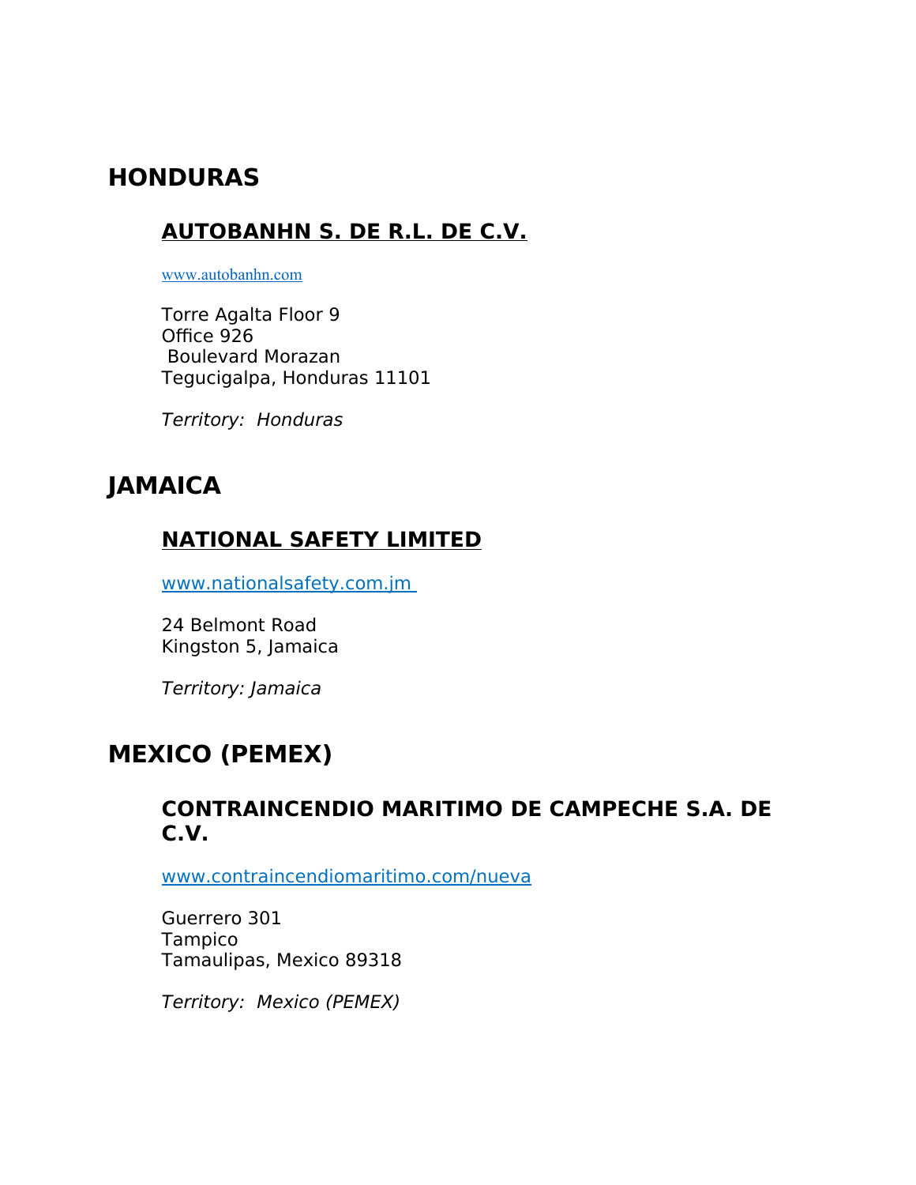# HONDURAS

## AUTOBANHN S. DE R.L. DE C.V.

www.autobanhn.com

Torre Agalta Floor 9  
Office 926  
Boulevard Morazan  
Tegucigalpa, Honduras 11101

*Territory:  Honduras*

# JAMAICA

## NATIONAL SAFETY LIMITED

www.nationalsafety.com.jm

24 Belmont Road  
Kingston 5, Jamaica

*Territory: Jamaica*

# MEXICO (PEMEX)

## CONTRAINCENDIO MARITIMO DE CAMPECHE S.A. DE C.V.

www.contraincendiomaritimo.com/nueva

Guerrero 301  
Tampico  
Tamaulipas, Mexico 89318

*Territory:  Mexico (PEMEX)*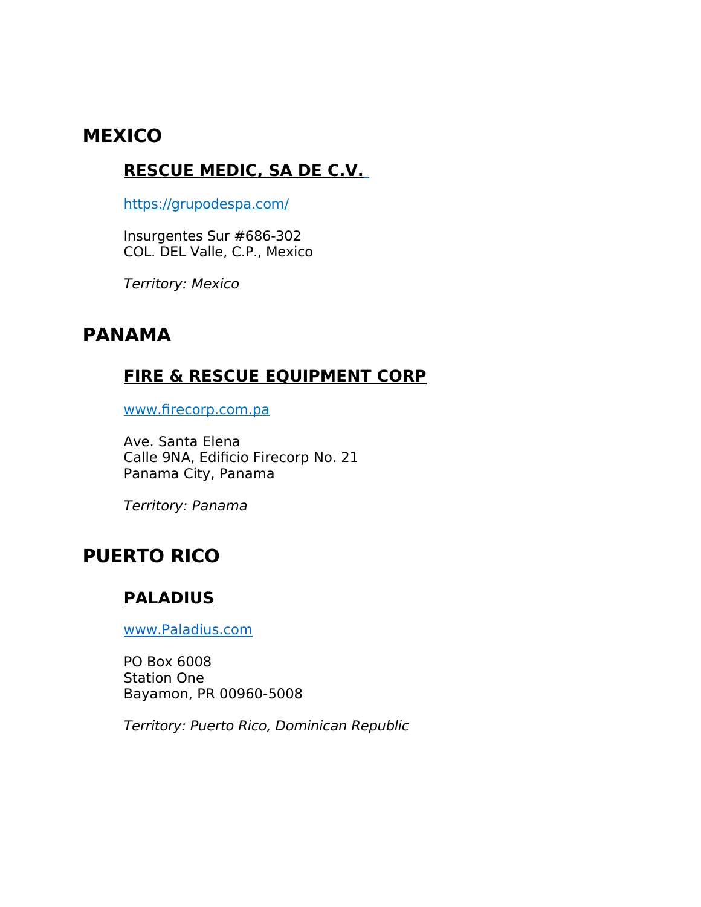## MEXICO

### RESCUE MEDIC, SA DE C.V.

https://grupodespa.com/

Insurgentes Sur #686-302
COL. DEL Valle, C.P., Mexico

*Territory: Mexico*

## PANAMA

### FIRE & RESCUE EQUIPMENT CORP

www.firecorp.com.pa

Ave. Santa Elena
Calle 9NA, Edificio Firecorp No. 21
Panama City, Panama

*Territory: Panama*

## PUERTO RICO

### PALADIUS

www.Paladius.com

PO Box 6008
Station One
Bayamon, PR 00960-5008

*Territory: Puerto Rico, Dominican Republic*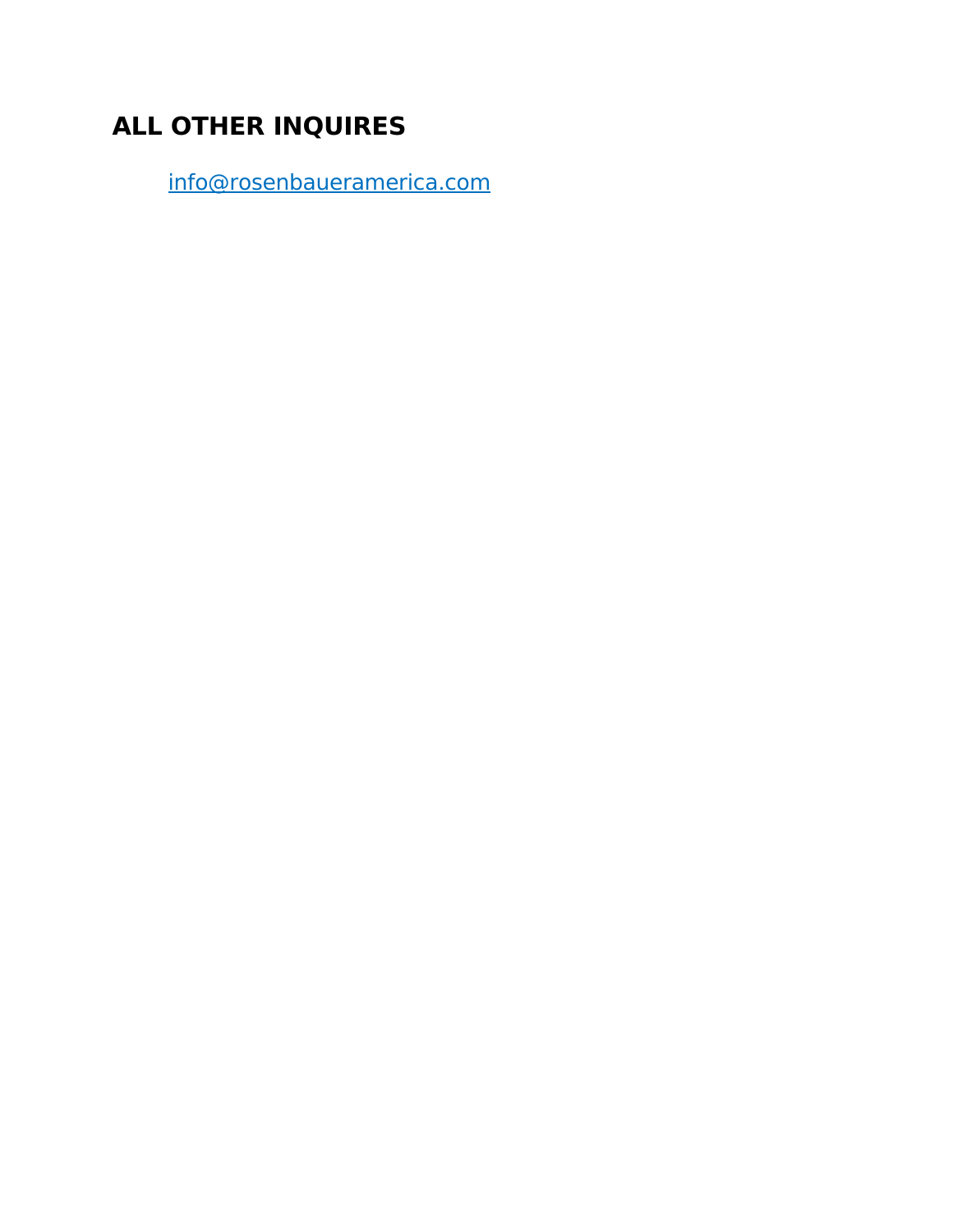## ALL OTHER INQUIRES

info@rosenbaueramerica.com